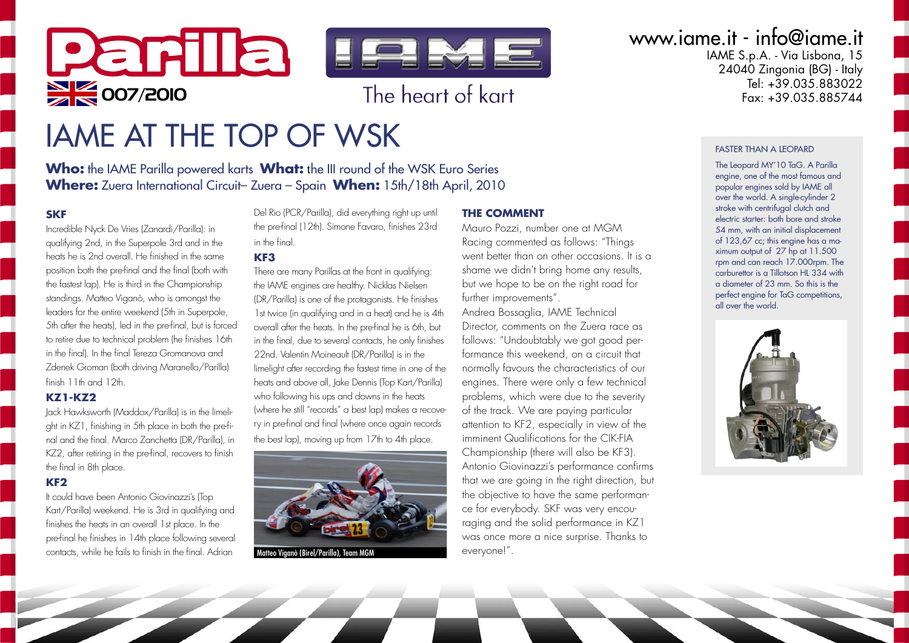Parilla 007/2010

The heart of kart

www.iame.it - info@iame.it
IAME S.p.A. - Via Lisbona, 15
24040 Zingonia (BG) - Italy
Tel: +39.035.883022
Fax: +39.035.885744

# IAME AT THE TOP OF WSK

**Who:** the IAME Parilla powered karts **What:** the III round of the WSK Euro Series
**Where:** Zuera International Circuit– Zuera – Spain **When:** 15th/18th April, 2010

### SKF

Incredible Nyck De Vries (Zanardi/Parilla): in qualifying 2nd, in the Superpole 3rd and in the heats he is 2nd overall. He finished in the same position both the pre-final and the final (both with the fastest lap). He is third in the Championship standings. Matteo Viganò, who is amongst the leaders for the entire weekend (5th in Superpole, 5th after the heats), led in the pre-final, but is forced to retire due to technical problem (he finishes 16th in the final). In the final Tereza Gromanova and Zdenek Groman (both driving Maranello/Parilla) finish 11th and 12th.

### KZ1-KZ2

Jack Hawksworth (Maddox/Parilla) is in the limelight in KZ1, finishing in 5th place in both the pre-final and the final. Marco Zanchetta (DR/Parilla), in KZ2, after retiring in the pre-final, recovers to finish the final in 8th place.

### KF2

It could have been Antonio Giovinazzi's (Top Kart/Parilla) weekend. He is 3rd in qualifying and finishes the heats in an overall 1st place. In the pre-final he finishes in 14th place following several contacts, while he fails to finish in the final. Adrian Del Rio (PCR/Parilla), did everything right up until the pre-final (12th). Simone Favaro, finishes 23rd in the final.

### KF3

There are many Parillas at the front in qualifying: the IAME engines are healthy. Nicklas Nielsen (DR/Parilla) is one of the protagonists. He finishes 1st twice (in qualifying and in a heat) and he is 4th overall after the heats. In the pre-final he is 6th, but in the final, due to several contacts, he only finishes 22nd. Valentin Moineault (DR/Parilla) is in the limelight after recording the fastest time in one of the heats and above all, Jake Dennis (Top Kart/Parilla) who following his ups and downs in the heats (where he still "records" a best lap) makes a recovery in pre-final and final (where once again records the best lap), moving up from 17th to 4th place.

Matteo Viganò (Birel/Parilla), Team MGM

### THE COMMENT

Mauro Pozzi, number one at MGM Racing commented as follows: "Things went better than on other occasions. It is a shame we didn't bring home any results, but we hope to be on the right road for further improvements".
Andrea Bossaglia, IAME Technical Director, comments on the Zuera race as follows: "Undoubtably we got good performance this weekend, on a circuit that normally favours the characteristics of our engines. There were only a few technical problems, which were due to the severity of the track. We are paying particular attention to KF2, especially in view of the imminent Qualifications for the CIK-FIA Championship (there will also be KF3). Antonio Giovinazzi's performance confirms that we are going in the right direction, but the objective to have the same performance for everybody. SKF was very encouraging and the solid performance in KZ1 was once more a nice surprise. Thanks to everyone!".

### FASTER THAN A LEOPARD

The Leopard MY'10 TaG. A Parilla engine, one of the most famous and popular engines sold by IAME all over the world. A single-cylinder 2 stroke with centrifugal clutch and electric starter: both bore and stroke 54 mm, with an initial displacement of 123,67 cc; this engine has a maximum output of 27 hp at 11.500 rpm and can reach 17.000rpm. The carburettor is a Tillotson HL 334 with a diameter of 23 mm. So this is the perfect engine for TaG competitions, all over the world.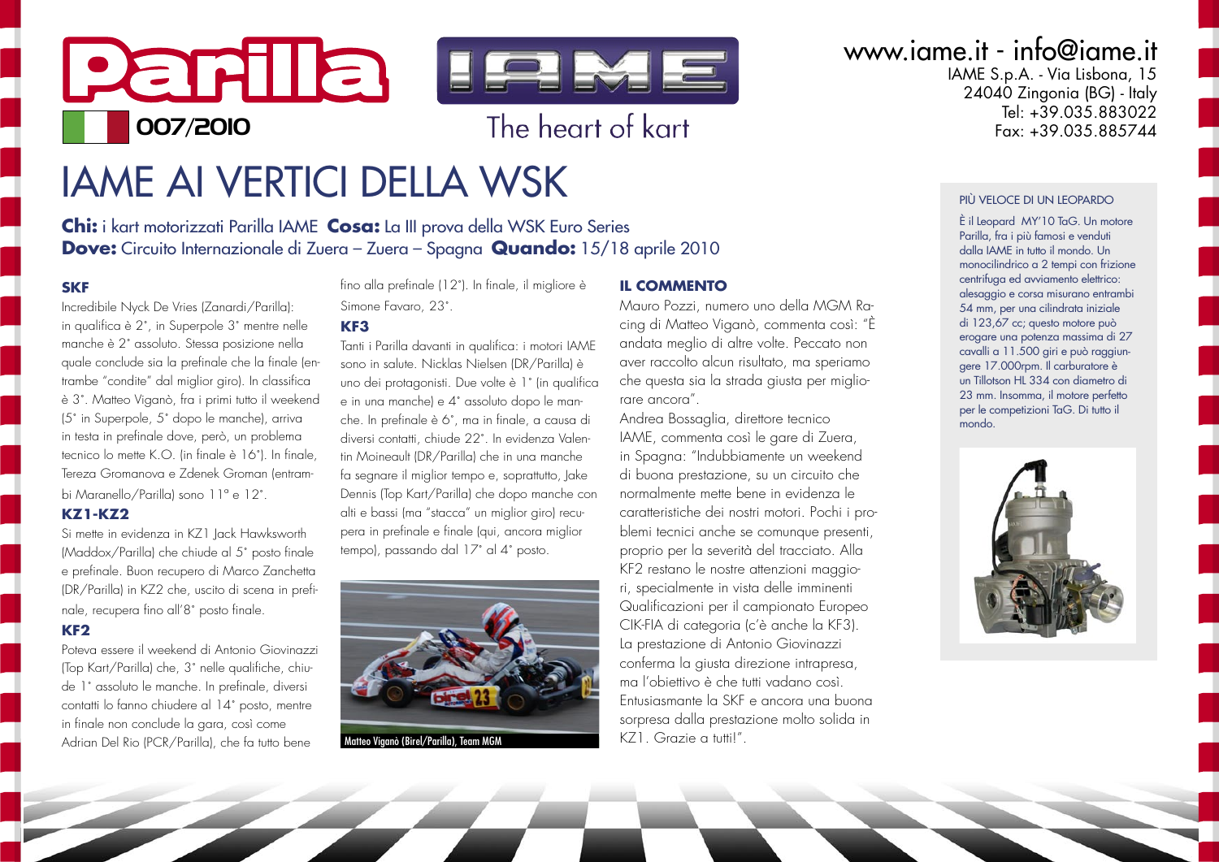Parilla

007/2010

IAME

The heart of kart

www.iame.it - info@iame.it
IAME S.p.A. - Via Lisbona, 15
24040 Zingonia (BG) - Italy
Tel: +39.035.883022
Fax: +39.035.885744

# IAME AI VERTICI DELLA WSK

**Chi:** i kart motorizzati Parilla IAME **Cosa:** La III prova della WSK Euro Series
**Dove:** Circuito Internazionale di Zuera – Zuera – Spagna **Quando:** 15/18 aprile 2010

### SKF

Incredibile Nyck De Vries (Zanardi/Parilla): in qualifica è 2°, in Superpole 3° mentre nelle manche è 2° assoluto. Stessa posizione nella quale conclude sia la prefinale che la finale (entrambe "condite" dal miglior giro). In classifica è 3°. Matteo Viganò, fra i primi tutto il weekend (5° in Superpole, 5° dopo le manche), arriva in testa in prefinale dove, però, un problema tecnico lo mette K.O. (in finale è 16°). In finale, Tereza Gromanova e Zdenek Groman (entrambi Maranello/Parilla) sono 11° e 12°.

### KZ1-KZ2

Si mette in evidenza in KZ1 Jack Hawksworth (Maddox/Parilla) che chiude al 5° posto finale e prefinale. Buon recupero di Marco Zanchetta (DR/Parilla) in KZ2 che, uscito di scena in prefinale, recupera fino all'8° posto finale.

### KF2

Poteva essere il weekend di Antonio Giovinazzi (Top Kart/Parilla) che, 3° nelle qualifiche, chiude 1° assoluto le manche. In prefinale, diversi contatti lo fanno chiudere al 14° posto, mentre in finale non conclude la gara, così come Adrian Del Rio (PCR/Parilla), che fa tutto bene fino alla prefinale (12°). In finale, il migliore è Simone Favaro, 23°.

### KF3

Tanti i Parilla davanti in qualifica: i motori IAME sono in salute. Nicklas Nielsen (DR/Parilla) è uno dei protagonisti. Due volte è 1° (in qualifica e in una manche) e 4° assoluto dopo le manche. In prefinale è 6°, ma in finale, a causa di diversi contatti, chiude 22°. In evidenza Valentin Moineault (DR/Parilla) che in una manche fa segnare il miglior tempo e, soprattutto, Jake Dennis (Top Kart/Parilla) che dopo manche con alti e bassi (ma "stacca" un miglior giro) recupera in prefinale e finale (qui, ancora miglior tempo), passando dal 17° al 4° posto.

Matteo Viganò (Birel/Parilla), Team MGM

### IL COMMENTO

Mauro Pozzi, numero uno della MGM Racing di Matteo Viganò, commenta così: "È andata meglio di altre volte. Peccato non aver raccolto alcun risultato, ma speriamo che questa sia la strada giusta per migliorare ancora".

Andrea Bossaglia, direttore tecnico IAME, commenta così le gare di Zuera, in Spagna: "Indubbiamente un weekend di buona prestazione, su un circuito che normalmente mette bene in evidenza le caratteristiche dei nostri motori. Pochi i problemi tecnici anche se comunque presenti, proprio per la severità del tracciato. Alla KF2 restano le nostre attenzioni maggiori, specialmente in vista delle imminenti Qualificazioni per il campionato Europeo CIK-FIA di categoria (c'è anche la KF3). La prestazione di Antonio Giovinazzi conferma la giusta direzione intrapresa, ma l'obiettivo è che tutti vadano così. Entusiasmante la SKF e ancora una buona sorpresa dalla prestazione molto solida in KZ1. Grazie a tutti!".

### PIÙ VELOCE DI UN LEOPARDO

È il Leopard MY'10 TaG. Un motore Parilla, fra i più famosi e venduti dalla IAME in tutto il mondo. Un monocilindrico a 2 tempi con frizione centrifuga ed avviamento elettrico: alesaggio e corsa misurano entrambi 54 mm, per una cilindrata iniziale di 123,67 cc; questo motore può erogare una potenza massima di 27 cavalli a 11.500 giri e può raggiungere 17.000rpm. Il carburatore è un Tillotson HL 334 con diametro di 23 mm. Insomma, il motore perfetto per le competizioni TaG. Di tutto il mondo.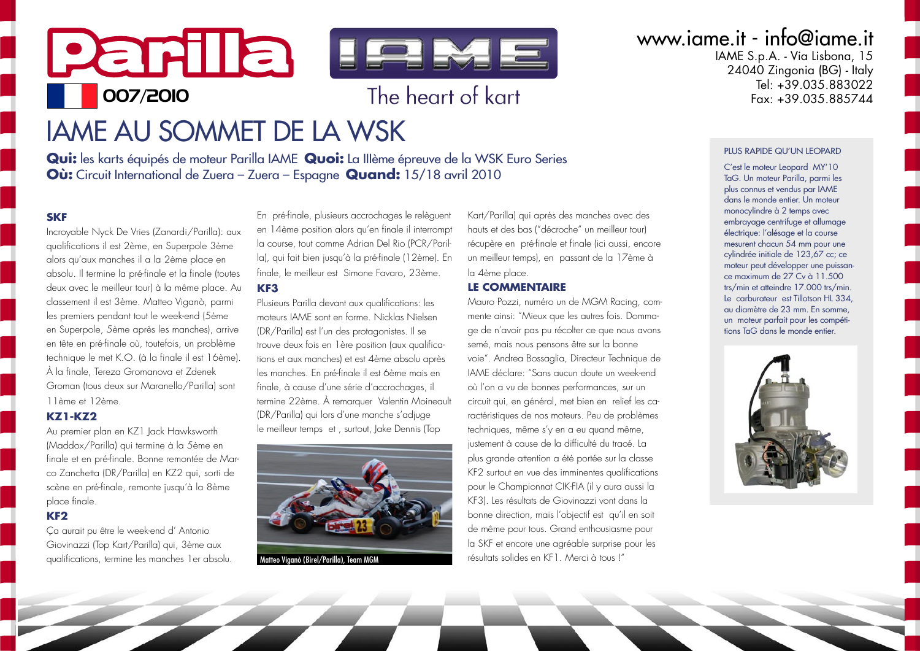Parilla

007/2010

The heart of kart

www.iame.it - info@iame.it
IAME S.p.A. - Via Lisbona, 15
24040 Zingonia (BG) - Italy
Tel: +39.035.883022
Fax: +39.035.885744

# IAME AU SOMMET DE LA WSK

**Qui:** les karts équipés de moteur Parilla IAME **Quoi:** La IIIème épreuve de la WSK Euro Series
**Où:** Circuit International de Zuera – Zuera – Espagne **Quand:** 15/18 avril 2010

### SKF

Incroyable Nyck De Vries (Zanardi/Parilla): aux qualifications il est 2ème, en Superpole 3ème alors qu'aux manches il a la 2ème place en absolu. Il termine la pré-finale et la finale (toutes deux avec le meilleur tour) à la même place. Au classement il est 3ème. Matteo Viganò, parmi les premiers pendant tout le week-end (5ème en Superpole, 5ème après les manches), arrive en tête en pré-finale où, toutefois, un problème technique le met K.O. (à la finale il est 16ème). À la finale, Tereza Gromanova et Zdenek Groman (tous deux sur Maranello/Parilla) sont 11ème et 12ème.

### KZ1-KZ2

Au premier plan en KZ1 Jack Hawksworth (Maddox/Parilla) qui termine à la 5ème en finale et en pré-finale. Bonne remontée de Marco Zanchetta (DR/Parilla) en KZ2 qui, sorti de scène en pré-finale, remonte jusqu'à la 8ème place finale.

### KF2

Ça aurait pu être le week-end d' Antonio Giovinazzi (Top Kart/Parilla) qui, 3ème aux qualifications, termine les manches 1er absolu. En pré-finale, plusieurs accrochages le relèguent en 14ème position alors qu'en finale il interrompt la course, tout comme Adrian Del Rio (PCR/Parilla), qui fait bien jusqu'à la pré-finale (12ème). En finale, le meilleur est Simone Favaro, 23ème.

### KF3

Plusieurs Parilla devant aux qualifications: les moteurs IAME sont en forme. Nicklas Nielsen (DR/Parilla) est l'un des protagonistes. Il se trouve deux fois en 1ère position (aux qualifications et aux manches) et est 4ème absolu après les manches. En pré-finale il est 6ème mais en finale, à cause d'une série d'accrochages, il termine 22ème. À remarquer Valentin Moineault (DR/Parilla) qui lors d'une manche s'adjuge le meilleur temps et , surtout, Jake Dennis (Top Kart/Parilla) qui après des manches avec des hauts et des bas ("décroche" un meilleur tour) récupère en pré-finale et finale (ici aussi, encore un meilleur temps), en passant de la 17ème à la 4ème place.

Matteo Viganò (Birel/Parilla), Team MGM

### LE COMMENTAIRE

Mauro Pozzi, numéro un de MGM Racing, commente ainsi: "Mieux que les autres fois. Dommage de n'avoir pas pu récolter ce que nous avons semé, mais nous pensons être sur la bonne voie". Andrea Bossaglia, Directeur Technique de IAME déclare: "Sans aucun doute un week-end où l'on a vu de bonnes performances, sur un circuit qui, en général, met bien en relief les caractéristiques de nos moteurs. Peu de problèmes techniques, même s'y en a eu quand même, justement à cause de la difficulté du tracé. La plus grande attention a été portée sur la classe KF2 surtout en vue des imminentes qualifications pour le Championnat CIK-FIA (il y aura aussi la KF3). Les résultats de Giovinazzi vont dans la bonne direction, mais l'objectif est qu'il en soit de même pour tous. Grand enthousiasme pour la SKF et encore une agréable surprise pour les résultats solides en KF1. Merci à tous !"

### PLUS RAPIDE QU'UN LEOPARD

C'est le moteur Leopard MY'10 TaG. Un moteur Parilla, parmi les plus connus et vendus par IAME dans le monde entier. Un moteur monocylindre à 2 temps avec embrayage centrifuge et allumage électrique: l'alésage et la course mesurent chacun 54 mm pour une cylindrée initiale de 123,67 cc; ce moteur peut développer une puissance maximum de 27 Cv à 11.500 trs/min et atteindre 17.000 trs/min. Le carburateur est Tillotson HL 334, au diamètre de 23 mm. En somme, un moteur parfait pour les compétitions TaG dans le monde entier.